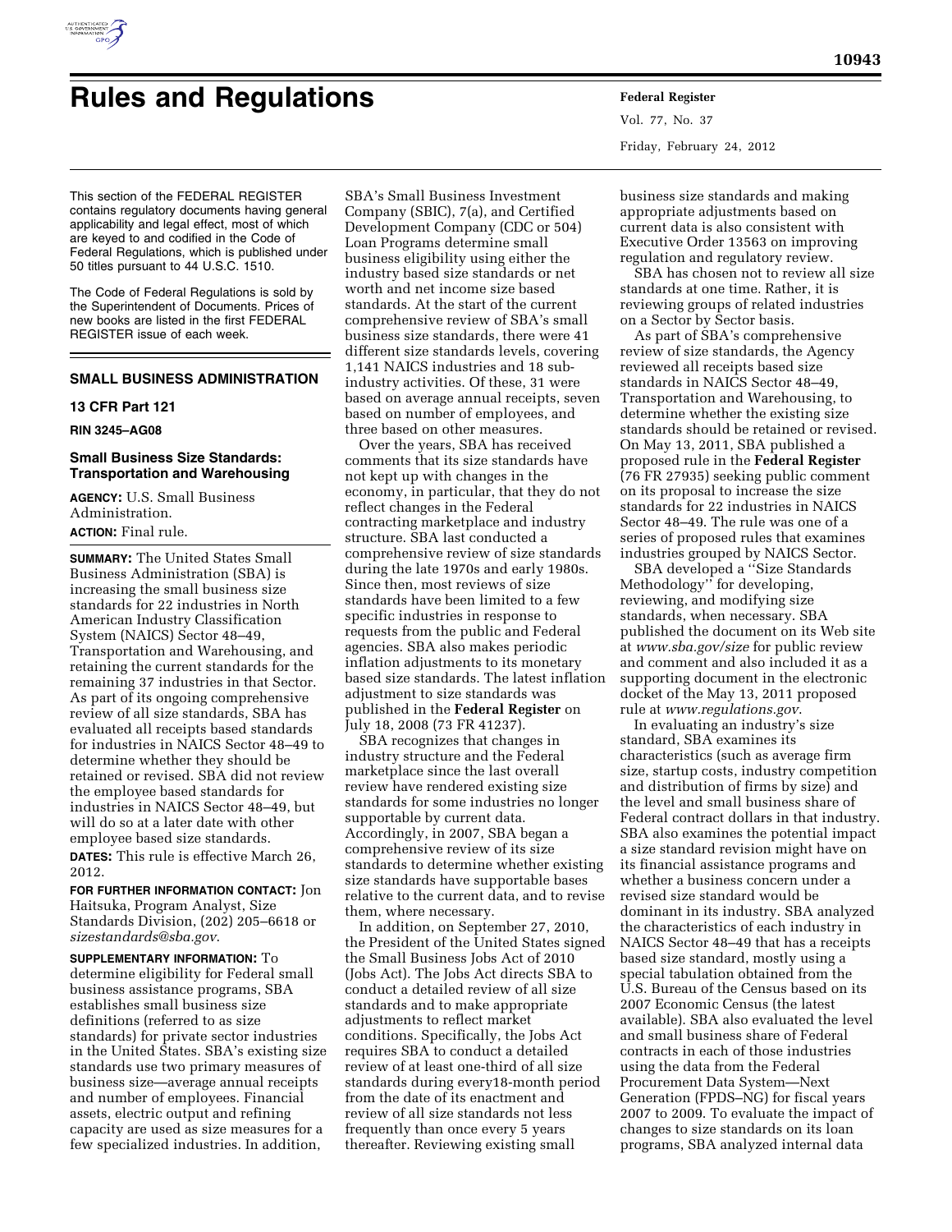# Rules and Regulations

This section of the FEDERAL REGISTER contains regulatory documents having general applicability and legal effect, most of which are keyed to and codified in the Code of Federal Regulations, which is published under 50 titles pursuant to 44 U.S.C. 1510.

The Code of Federal Regulations is sold by the Superintendent of Documents. Prices of new books are listed in the first FEDERAL REGISTER issue of each week.

## SMALL BUSINESS ADMINISTRATION

### 13 CFR Part 121

**RIN 3245–AG08**

### Small Business Size Standards: Transportation and Warehousing

**AGENCY:** U.S. Small Business Administration.

**ACTION:** Final rule.

**SUMMARY:** The United States Small Business Administration (SBA) is increasing the small business size standards for 22 industries in North American Industry Classification System (NAICS) Sector 48–49, Transportation and Warehousing, and retaining the current standards for the remaining 37 industries in that Sector. As part of its ongoing comprehensive review of all size standards, SBA has evaluated all receipts based standards for industries in NAICS Sector 48–49 to determine whether they should be retained or revised. SBA did not review the employee based standards for industries in NAICS Sector 48–49, but will do so at a later date with other employee based size standards.

**DATES:** This rule is effective March 26, 2012.

**FOR FURTHER INFORMATION CONTACT:** Jon Haitsuka, Program Analyst, Size Standards Division, (202) 205–6618 or *sizestandards@sba.gov*.

**SUPPLEMENTARY INFORMATION:** To determine eligibility for Federal small business assistance programs, SBA establishes small business size definitions (referred to as size standards) for private sector industries in the United States. SBA's existing size standards use two primary measures of business size—average annual receipts and number of employees. Financial assets, electric output and refining capacity are used as size measures for a few specialized industries. In addition, SBA's Small Business Investment Company (SBIC), 7(a), and Certified Development Company (CDC or 504) Loan Programs determine small business eligibility using either the industry based size standards or net worth and net income size based standards. At the start of the current comprehensive review of SBA's small business size standards, there were 41 different size standards levels, covering 1,141 NAICS industries and 18 sub-industry activities. Of these, 31 were based on average annual receipts, seven based on number of employees, and three based on other measures.

Over the years, SBA has received comments that its size standards have not kept up with changes in the economy, in particular, that they do not reflect changes in the Federal contracting marketplace and industry structure. SBA last conducted a comprehensive review of size standards during the late 1970s and early 1980s. Since then, most reviews of size standards have been limited to a few specific industries in response to requests from the public and Federal agencies. SBA also makes periodic inflation adjustments to its monetary based size standards. The latest inflation adjustment to size standards was published in the **Federal Register** on July 18, 2008 (73 FR 41237).

SBA recognizes that changes in industry structure and the Federal marketplace since the last overall review have rendered existing size standards for some industries no longer supportable by current data. Accordingly, in 2007, SBA began a comprehensive review of its size standards to determine whether existing size standards have supportable bases relative to the current data, and to revise them, where necessary.

In addition, on September 27, 2010, the President of the United States signed the Small Business Jobs Act of 2010 (Jobs Act). The Jobs Act directs SBA to conduct a detailed review of all size standards and to make appropriate adjustments to reflect market conditions. Specifically, the Jobs Act requires SBA to conduct a detailed review of at least one-third of all size standards during every18-month period from the date of its enactment and review of all size standards not less frequently than once every 5 years thereafter. Reviewing existing small business size standards and making appropriate adjustments based on current data is also consistent with Executive Order 13563 on improving regulation and regulatory review.

SBA has chosen not to review all size standards at one time. Rather, it is reviewing groups of related industries on a Sector by Sector basis.

As part of SBA's comprehensive review of size standards, the Agency reviewed all receipts based size standards in NAICS Sector 48–49, Transportation and Warehousing, to determine whether the existing size standards should be retained or revised. On May 13, 2011, SBA published a proposed rule in the **Federal Register** (76 FR 27935) seeking public comment on its proposal to increase the size standards for 22 industries in NAICS Sector 48–49. The rule was one of a series of proposed rules that examines industries grouped by NAICS Sector.

SBA developed a ''Size Standards Methodology'' for developing, reviewing, and modifying size standards, when necessary. SBA published the document on its Web site at *www.sba.gov/size* for public review and comment and also included it as a supporting document in the electronic docket of the May 13, 2011 proposed rule at *www.regulations.gov*.

In evaluating an industry's size standard, SBA examines its characteristics (such as average firm size, startup costs, industry competition and distribution of firms by size) and the level and small business share of Federal contract dollars in that industry. SBA also examines the potential impact a size standard revision might have on its financial assistance programs and whether a business concern under a revised size standard would be dominant in its industry. SBA analyzed the characteristics of each industry in NAICS Sector 48–49 that has a receipts based size standard, mostly using a special tabulation obtained from the U.S. Bureau of the Census based on its 2007 Economic Census (the latest available). SBA also evaluated the level and small business share of Federal contracts in each of those industries using the data from the Federal Procurement Data System—Next Generation (FPDS–NG) for fiscal years 2007 to 2009. To evaluate the impact of changes to size standards on its loan programs, SBA analyzed internal data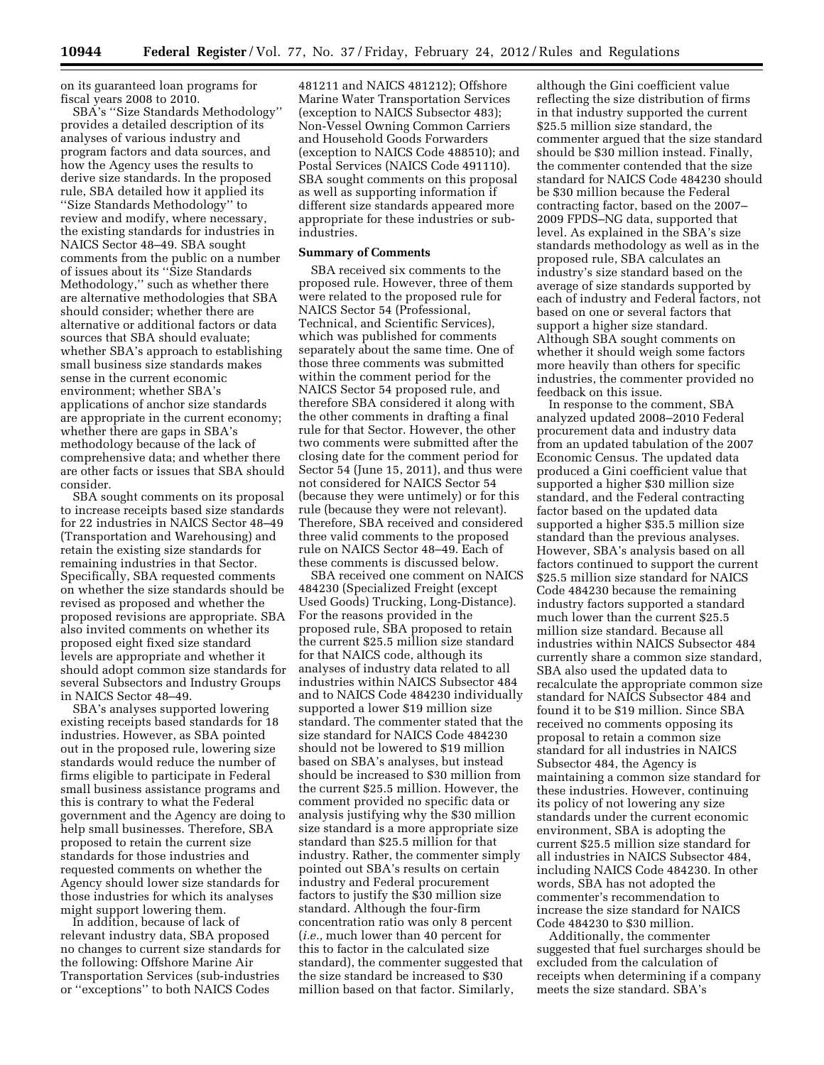on its guaranteed loan programs for fiscal years 2008 to 2010.

SBA's "Size Standards Methodology" provides a detailed description of its analyses of various industry and program factors and data sources, and how the Agency uses the results to derive size standards. In the proposed rule, SBA detailed how it applied its "Size Standards Methodology" to review and modify, where necessary, the existing standards for industries in NAICS Sector 48–49. SBA sought comments from the public on a number of issues about its "Size Standards Methodology," such as whether there are alternative methodologies that SBA should consider; whether there are alternative or additional factors or data sources that SBA should evaluate; whether SBA's approach to establishing small business size standards makes sense in the current economic environment; whether SBA's applications of anchor size standards are appropriate in the current economy; whether there are gaps in SBA's methodology because of the lack of comprehensive data; and whether there are other facts or issues that SBA should consider.

SBA sought comments on its proposal to increase receipts based size standards for 22 industries in NAICS Sector 48–49 (Transportation and Warehousing) and retain the existing size standards for remaining industries in that Sector. Specifically, SBA requested comments on whether the size standards should be revised as proposed and whether the proposed revisions are appropriate. SBA also invited comments on whether its proposed eight fixed size standard levels are appropriate and whether it should adopt common size standards for several Subsectors and Industry Groups in NAICS Sector 48–49.

SBA's analyses supported lowering existing receipts based standards for 18 industries. However, as SBA pointed out in the proposed rule, lowering size standards would reduce the number of firms eligible to participate in Federal small business assistance programs and this is contrary to what the Federal government and the Agency are doing to help small businesses. Therefore, SBA proposed to retain the current size standards for those industries and requested comments on whether the Agency should lower size standards for those industries for which its analyses might support lowering them.

In addition, because of lack of relevant industry data, SBA proposed no changes to current size standards for the following: Offshore Marine Air Transportation Services (sub-industries or "exceptions" to both NAICS Codes 481211 and NAICS 481212); Offshore Marine Water Transportation Services (exception to NAICS Subsector 483); Non-Vessel Owning Common Carriers and Household Goods Forwarders (exception to NAICS Code 488510); and Postal Services (NAICS Code 491110). SBA sought comments on this proposal as well as supporting information if different size standards appeared more appropriate for these industries or sub-industries.

**Summary of Comments**

SBA received six comments to the proposed rule. However, three of them were related to the proposed rule for NAICS Sector 54 (Professional, Technical, and Scientific Services), which was published for comments separately about the same time. One of those three comments was submitted within the comment period for the NAICS Sector 54 proposed rule, and therefore SBA considered it along with the other comments in drafting a final rule for that Sector. However, the other two comments were submitted after the closing date for the comment period for Sector 54 (June 15, 2011), and thus were not considered for NAICS Sector 54 (because they were untimely) or for this rule (because they were not relevant). Therefore, SBA received and considered three valid comments to the proposed rule on NAICS Sector 48–49. Each of these comments is discussed below.

SBA received one comment on NAICS 484230 (Specialized Freight (except Used Goods) Trucking, Long-Distance). For the reasons provided in the proposed rule, SBA proposed to retain the current $25.5 million size standard for that NAICS code, although its analyses of industry data related to all industries within NAICS Subsector 484 and to NAICS Code 484230 individually supported a lower $19 million size standard. The commenter stated that the size standard for NAICS Code 484230 should not be lowered to $19 million based on SBA's analyses, but instead should be increased to $30 million from the current $25.5 million. However, the comment provided no specific data or analysis justifying why the $30 million size standard is a more appropriate size standard than $25.5 million for that industry. Rather, the commenter simply pointed out SBA's results on certain industry and Federal procurement factors to justify the $30 million size standard. Although the four-firm concentration ratio was only 8 percent (*i.e.,* much lower than 40 percent for this to factor in the calculated size standard), the commenter suggested that the size standard be increased to $30 million based on that factor. Similarly, although the Gini coefficient value reflecting the size distribution of firms in that industry supported the current $25.5 million size standard, the commenter argued that the size standard should be $30 million instead. Finally, the commenter contended that the size standard for NAICS Code 484230 should be $30 million because the Federal contracting factor, based on the 2007–2009 FPDS–NG data, supported that level. As explained in the SBA's size standards methodology as well as in the proposed rule, SBA calculates an industry's size standard based on the average of size standards supported by each of industry and Federal factors, not based on one or several factors that support a higher size standard. Although SBA sought comments on whether it should weigh some factors more heavily than others for specific industries, the commenter provided no feedback on this issue.

In response to the comment, SBA analyzed updated 2008–2010 Federal procurement data and industry data from an updated tabulation of the 2007 Economic Census. The updated data produced a Gini coefficient value that supported a higher $30 million size standard, and the Federal contracting factor based on the updated data supported a higher $35.5 million size standard than the previous analyses. However, SBA's analysis based on all factors continued to support the current $25.5 million size standard for NAICS Code 484230 because the remaining industry factors supported a standard much lower than the current $25.5 million size standard. Because all industries within NAICS Subsector 484 currently share a common size standard, SBA also used the updated data to recalculate the appropriate common size standard for NAICS Subsector 484 and found it to be $19 million. Since SBA received no comments opposing its proposal to retain a common size standard for all industries in NAICS Subsector 484, the Agency is maintaining a common size standard for these industries. However, continuing its policy of not lowering any size standards under the current economic environment, SBA is adopting the current $25.5 million size standard for all industries in NAICS Subsector 484, including NAICS Code 484230. In other words, SBA has not adopted the commenter's recommendation to increase the size standard for NAICS Code 484230 to $30 million.

Additionally, the commenter suggested that fuel surcharges should be excluded from the calculation of receipts when determining if a company meets the size standard. SBA's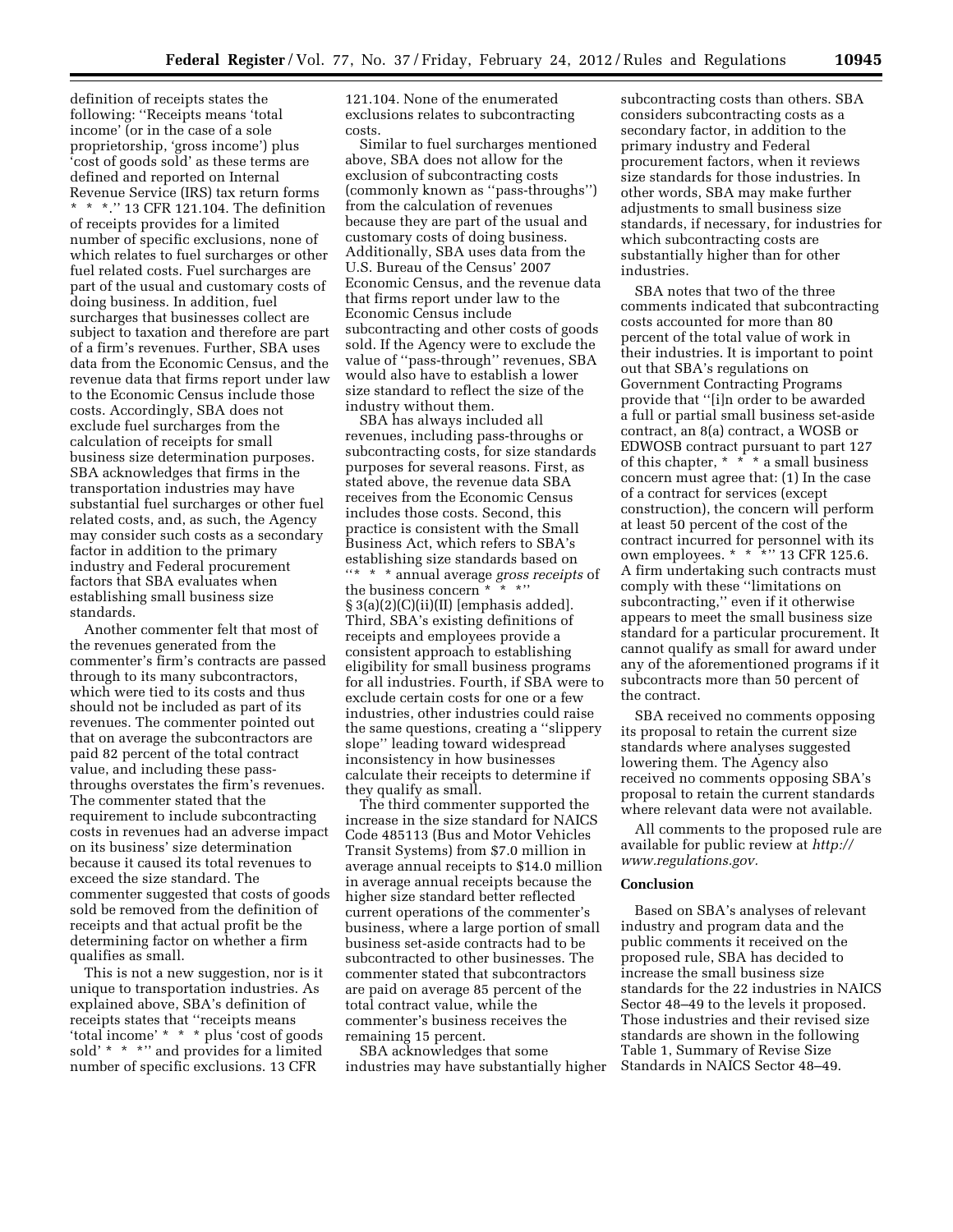definition of receipts states the following: ''Receipts means 'total income' (or in the case of a sole proprietorship, 'gross income') plus 'cost of goods sold' as these terms are defined and reported on Internal Revenue Service (IRS) tax return forms * * *.'' 13 CFR 121.104. The definition of receipts provides for a limited number of specific exclusions, none of which relates to fuel surcharges or other fuel related costs. Fuel surcharges are part of the usual and customary costs of doing business. In addition, fuel surcharges that businesses collect are subject to taxation and therefore are part of a firm's revenues. Further, SBA uses data from the Economic Census, and the revenue data that firms report under law to the Economic Census include those costs. Accordingly, SBA does not exclude fuel surcharges from the calculation of receipts for small business size determination purposes. SBA acknowledges that firms in the transportation industries may have substantial fuel surcharges or other fuel related costs, and, as such, the Agency may consider such costs as a secondary factor in addition to the primary industry and Federal procurement factors that SBA evaluates when establishing small business size standards.

Another commenter felt that most of the revenues generated from the commenter's firm's contracts are passed through to its many subcontractors, which were tied to its costs and thus should not be included as part of its revenues. The commenter pointed out that on average the subcontractors are paid 82 percent of the total contract value, and including these pass-throughs overstates the firm's revenues. The commenter stated that the requirement to include subcontracting costs in revenues had an adverse impact on its business' size determination because it caused its total revenues to exceed the size standard. The commenter suggested that costs of goods sold be removed from the definition of receipts and that actual profit be the determining factor on whether a firm qualifies as small.

This is not a new suggestion, nor is it unique to transportation industries. As explained above, SBA's definition of receipts states that ''receipts means 'total income' * * * plus 'cost of goods sold' * * *'' and provides for a limited number of specific exclusions. 13 CFR 121.104. None of the enumerated exclusions relates to subcontracting costs.

Similar to fuel surcharges mentioned above, SBA does not allow for the exclusion of subcontracting costs (commonly known as ''pass-throughs'') from the calculation of revenues because they are part of the usual and customary costs of doing business. Additionally, SBA uses data from the U.S. Bureau of the Census' 2007 Economic Census, and the revenue data that firms report under law to the Economic Census include subcontracting and other costs of goods sold. If the Agency were to exclude the value of ''pass-through'' revenues, SBA would also have to establish a lower size standard to reflect the size of the industry without them.

SBA has always included all revenues, including pass-throughs or subcontracting costs, for size standards purposes for several reasons. First, as stated above, the revenue data SBA receives from the Economic Census includes those costs. Second, this practice is consistent with the Small Business Act, which refers to SBA's establishing size standards based on ''* * * annual average *gross receipts* of the business concern * * *'' § 3(a)(2)(C)(ii)(II) [emphasis added]. Third, SBA's existing definitions of receipts and employees provide a consistent approach to establishing eligibility for small business programs for all industries. Fourth, if SBA were to exclude certain costs for one or a few industries, other industries could raise the same questions, creating a ''slippery slope'' leading toward widespread inconsistency in how businesses calculate their receipts to determine if they qualify as small.

The third commenter supported the increase in the size standard for NAICS Code 485113 (Bus and Motor Vehicles Transit Systems) from $7.0 million in average annual receipts to $14.0 million in average annual receipts because the higher size standard better reflected current operations of the commenter's business, where a large portion of small business set-aside contracts had to be subcontracted to other businesses. The commenter stated that subcontractors are paid on average 85 percent of the total contract value, while the commenter's business receives the remaining 15 percent.

SBA acknowledges that some industries may have substantially higher subcontracting costs than others. SBA considers subcontracting costs as a secondary factor, in addition to the primary industry and Federal procurement factors, when it reviews size standards for those industries. In other words, SBA may make further adjustments to small business size standards, if necessary, for industries for which subcontracting costs are substantially higher than for other industries.

SBA notes that two of the three comments indicated that subcontracting costs accounted for more than 80 percent of the total value of work in their industries. It is important to point out that SBA's regulations on Government Contracting Programs provide that ''[i]n order to be awarded a full or partial small business set-aside contract, an 8(a) contract, a WOSB or EDWOSB contract pursuant to part 127 of this chapter, * * * a small business concern must agree that: (1) In the case of a contract for services (except construction), the concern will perform at least 50 percent of the cost of the contract incurred for personnel with its own employees. * * *'' 13 CFR 125.6. A firm undertaking such contracts must comply with these ''limitations on subcontracting,'' even if it otherwise appears to meet the small business size standard for a particular procurement. It cannot qualify as small for award under any of the aforementioned programs if it subcontracts more than 50 percent of the contract.

SBA received no comments opposing its proposal to retain the current size standards where analyses suggested lowering them. The Agency also received no comments opposing SBA's proposal to retain the current standards where relevant data were not available.

All comments to the proposed rule are available for public review at *http://www.regulations.gov.*

## Conclusion

Based on SBA's analyses of relevant industry and program data and the public comments it received on the proposed rule, SBA has decided to increase the small business size standards for the 22 industries in NAICS Sector 48–49 to the levels it proposed. Those industries and their revised size standards are shown in the following Table 1, Summary of Revise Size Standards in NAICS Sector 48–49.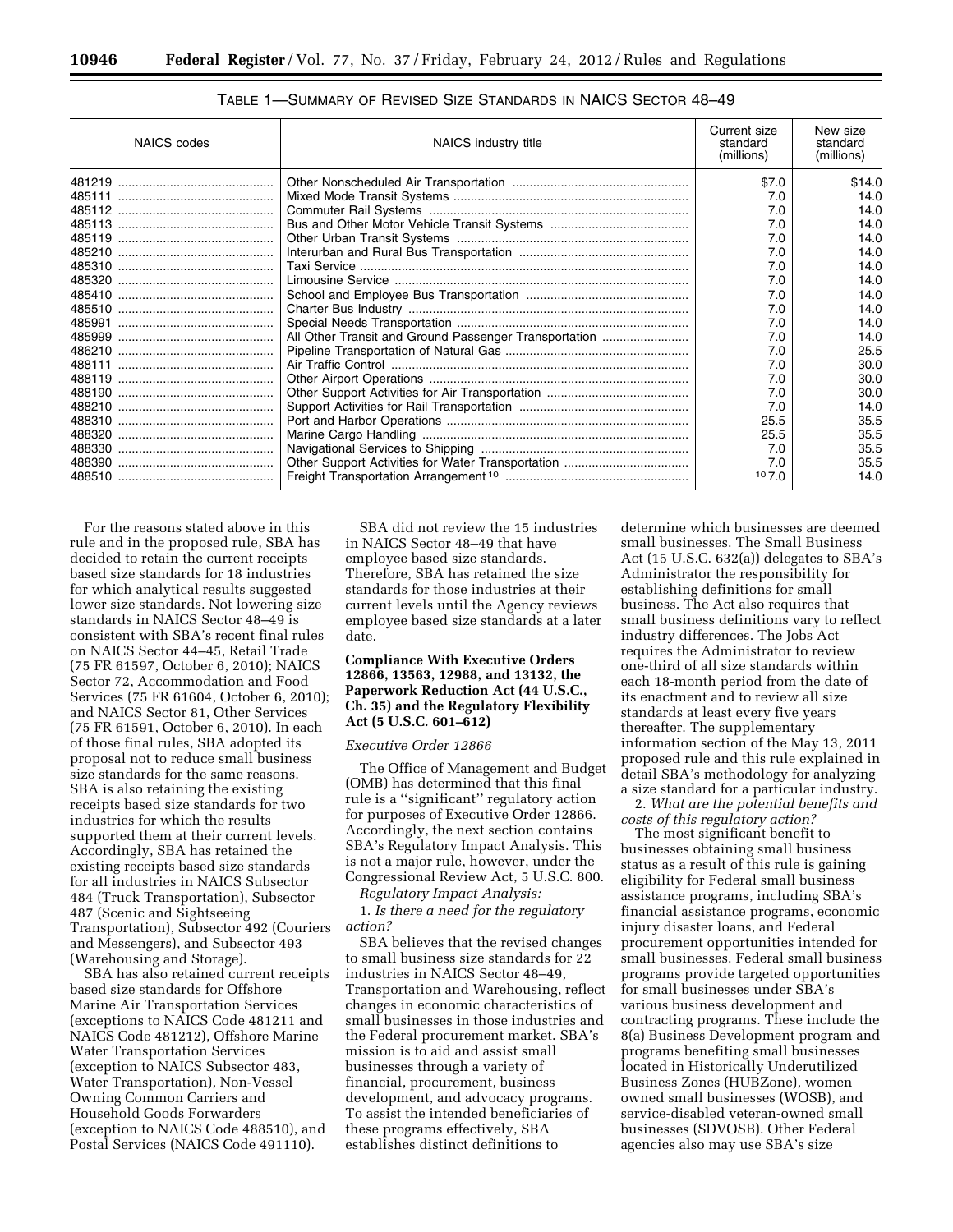TABLE 1—SUMMARY OF REVISED SIZE STANDARDS IN NAICS SECTOR 48–49

| NAICS codes | NAICS industry title | Current size standard (millions) | New size standard (millions) |
|---|---|---|---|
| 481219 | Other Nonscheduled Air Transportation | $7.0 | $14.0 |
| 485111 | Mixed Mode Transit Systems | 7.0 | 14.0 |
| 485112 | Commuter Rail Systems | 7.0 | 14.0 |
| 485113 | Bus and Other Motor Vehicle Transit Systems | 7.0 | 14.0 |
| 485119 | Other Urban Transit Systems | 7.0 | 14.0 |
| 485210 | Interurban and Rural Bus Transportation | 7.0 | 14.0 |
| 485310 | Taxi Service | 7.0 | 14.0 |
| 485320 | Limousine Service | 7.0 | 14.0 |
| 485410 | School and Employee Bus Transportation | 7.0 | 14.0 |
| 485510 | Charter Bus Industry | 7.0 | 14.0 |
| 485991 | Special Needs Transportation | 7.0 | 14.0 |
| 485999 | All Other Transit and Ground Passenger Transportation | 7.0 | 14.0 |
| 486210 | Pipeline Transportation of Natural Gas | 7.0 | 25.5 |
| 488111 | Air Traffic Control | 7.0 | 30.0 |
| 488119 | Other Airport Operations | 7.0 | 30.0 |
| 488190 | Other Support Activities for Air Transportation | 7.0 | 30.0 |
| 488210 | Support Activities for Rail Transportation | 7.0 | 14.0 |
| 488310 | Port and Harbor Operations | 25.5 | 35.5 |
| 488320 | Marine Cargo Handling | 25.5 | 35.5 |
| 488330 | Navigational Services to Shipping | 7.0 | 35.5 |
| 488390 | Other Support Activities for Water Transportation | 7.0 | 35.5 |
| 488510 | Freight Transportation Arrangement [10] | [10] 7.0 | 14.0 |

For the reasons stated above in this rule and in the proposed rule, SBA has decided to retain the current receipts based size standards for 18 industries for which analytical results suggested lower size standards. Not lowering size standards in NAICS Sector 48–49 is consistent with SBA's recent final rules on NAICS Sector 44–45, Retail Trade (75 FR 61597, October 6, 2010); NAICS Sector 72, Accommodation and Food Services (75 FR 61604, October 6, 2010); and NAICS Sector 81, Other Services (75 FR 61591, October 6, 2010). In each of those final rules, SBA adopted its proposal not to reduce small business size standards for the same reasons. SBA is also retaining the existing receipts based size standards for two industries for which the results supported them at their current levels. Accordingly, SBA has retained the existing receipts based size standards for all industries in NAICS Subsector 484 (Truck Transportation), Subsector 487 (Scenic and Sightseeing Transportation), Subsector 492 (Couriers and Messengers), and Subsector 493 (Warehousing and Storage).

SBA has also retained current receipts based size standards for Offshore Marine Air Transportation Services (exceptions to NAICS Code 481211 and NAICS Code 481212), Offshore Marine Water Transportation Services (exception to NAICS Subsector 483, Water Transportation), Non-Vessel Owning Common Carriers and Household Goods Forwarders (exception to NAICS Code 488510), and Postal Services (NAICS Code 491110).

SBA did not review the 15 industries in NAICS Sector 48–49 that have employee based size standards. Therefore, SBA has retained the size standards for those industries at their current levels until the Agency reviews employee based size standards at a later date.

## Compliance With Executive Orders 12866, 13563, 12988, and 13132, the Paperwork Reduction Act (44 U.S.C., Ch. 35) and the Regulatory Flexibility Act (5 U.S.C. 601–612)

### *Executive Order 12866*

The Office of Management and Budget (OMB) has determined that this final rule is a ''significant'' regulatory action for purposes of Executive Order 12866. Accordingly, the next section contains SBA's Regulatory Impact Analysis. This is not a major rule, however, under the Congressional Review Act, 5 U.S.C. 800.

*Regulatory Impact Analysis:*

1. *Is there a need for the regulatory action?*

SBA believes that the revised changes to small business size standards for 22 industries in NAICS Sector 48–49, Transportation and Warehousing, reflect changes in economic characteristics of small businesses in those industries and the Federal procurement market. SBA's mission is to aid and assist small businesses through a variety of financial, procurement, business development, and advocacy programs. To assist the intended beneficiaries of these programs effectively, SBA establishes distinct definitions to determine which businesses are deemed small businesses. The Small Business Act (15 U.S.C. 632(a)) delegates to SBA's Administrator the responsibility for establishing definitions for small business. The Act also requires that small business definitions vary to reflect industry differences. The Jobs Act requires the Administrator to review one-third of all size standards within each 18-month period from the date of its enactment and to review all size standards at least every five years thereafter. The supplementary information section of the May 13, 2011 proposed rule and this rule explained in detail SBA's methodology for analyzing a size standard for a particular industry.

2. *What are the potential benefits and costs of this regulatory action?*

The most significant benefit to businesses obtaining small business status as a result of this rule is gaining eligibility for Federal small business assistance programs, including SBA's financial assistance programs, economic injury disaster loans, and Federal procurement opportunities intended for small businesses. Federal small business programs provide targeted opportunities for small businesses under SBA's various business development and contracting programs. These include the 8(a) Business Development program and programs benefiting small businesses located in Historically Underutilized Business Zones (HUBZone), women owned small businesses (WOSB), and service-disabled veteran-owned small businesses (SDVOSB). Other Federal agencies also may use SBA's size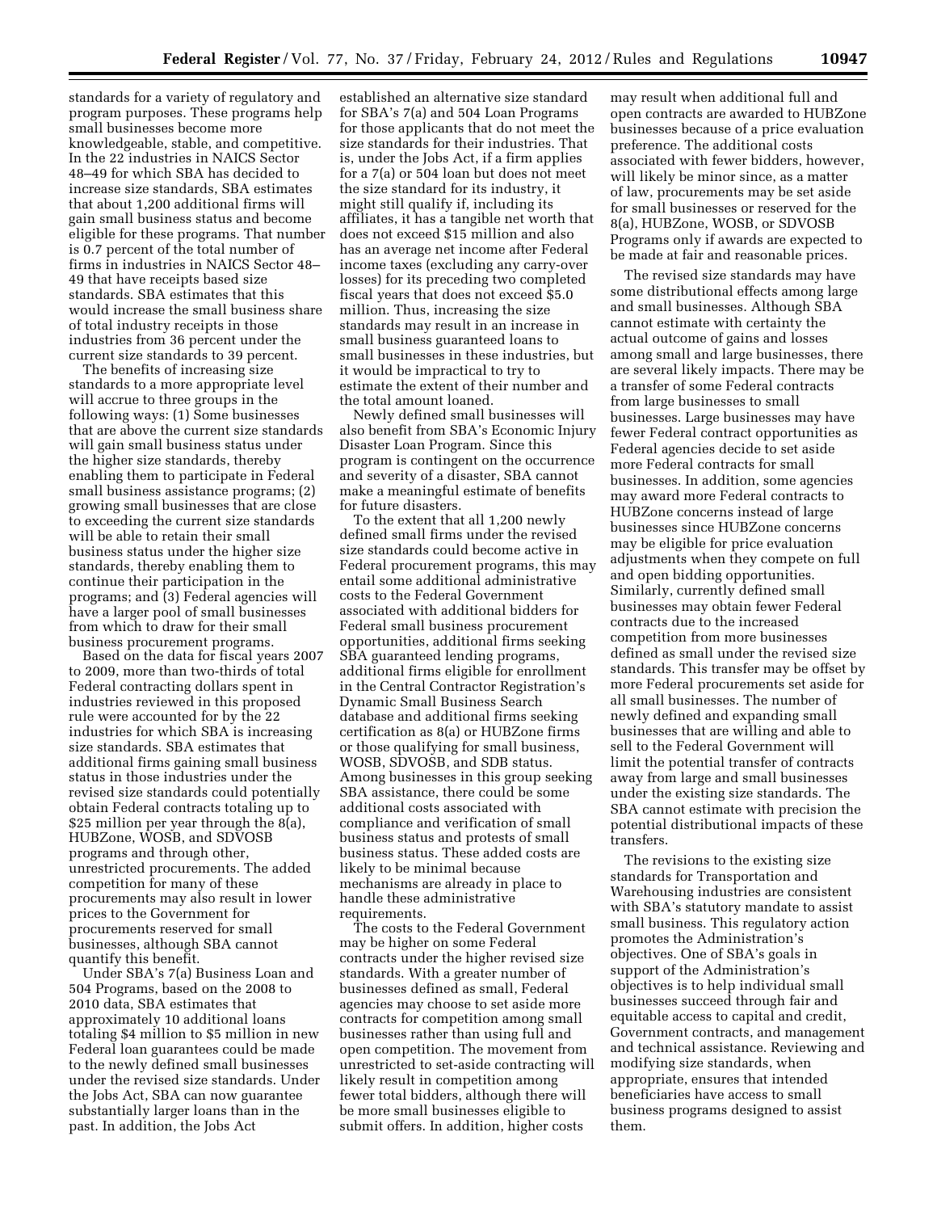standards for a variety of regulatory and program purposes. These programs help small businesses become more knowledgeable, stable, and competitive. In the 22 industries in NAICS Sector 48–49 for which SBA has decided to increase size standards, SBA estimates that about 1,200 additional firms will gain small business status and become eligible for these programs. That number is 0.7 percent of the total number of firms in industries in NAICS Sector 48–49 that have receipts based size standards. SBA estimates that this would increase the small business share of total industry receipts in those industries from 36 percent under the current size standards to 39 percent.

The benefits of increasing size standards to a more appropriate level will accrue to three groups in the following ways: (1) Some businesses that are above the current size standards will gain small business status under the higher size standards, thereby enabling them to participate in Federal small business assistance programs; (2) growing small businesses that are close to exceeding the current size standards will be able to retain their small business status under the higher size standards, thereby enabling them to continue their participation in the programs; and (3) Federal agencies will have a larger pool of small businesses from which to draw for their small business procurement programs.

Based on the data for fiscal years 2007 to 2009, more than two-thirds of total Federal contracting dollars spent in industries reviewed in this proposed rule were accounted for by the 22 industries for which SBA is increasing size standards. SBA estimates that additional firms gaining small business status in those industries under the revised size standards could potentially obtain Federal contracts totaling up to $25 million per year through the 8(a), HUBZone, WOSB, and SDVOSB programs and through other, unrestricted procurements. The added competition for many of these procurements may also result in lower prices to the Government for procurements reserved for small businesses, although SBA cannot quantify this benefit.

Under SBA's 7(a) Business Loan and 504 Programs, based on the 2008 to 2010 data, SBA estimates that approximately 10 additional loans totaling $4 million to $5 million in new Federal loan guarantees could be made to the newly defined small businesses under the revised size standards. Under the Jobs Act, SBA can now guarantee substantially larger loans than in the past. In addition, the Jobs Act established an alternative size standard for SBA's 7(a) and 504 Loan Programs for those applicants that do not meet the size standards for their industries. That is, under the Jobs Act, if a firm applies for a 7(a) or 504 loan but does not meet the size standard for its industry, it might still qualify if, including its affiliates, it has a tangible net worth that does not exceed $15 million and also has an average net income after Federal income taxes (excluding any carry-over losses) for its preceding two completed fiscal years that does not exceed $5.0 million. Thus, increasing the size standards may result in an increase in small business guaranteed loans to small businesses in these industries, but it would be impractical to try to estimate the extent of their number and the total amount loaned.

Newly defined small businesses will also benefit from SBA's Economic Injury Disaster Loan Program. Since this program is contingent on the occurrence and severity of a disaster, SBA cannot make a meaningful estimate of benefits for future disasters.

To the extent that all 1,200 newly defined small firms under the revised size standards could become active in Federal procurement programs, this may entail some additional administrative costs to the Federal Government associated with additional bidders for Federal small business procurement opportunities, additional firms seeking SBA guaranteed lending programs, additional firms eligible for enrollment in the Central Contractor Registration's Dynamic Small Business Search database and additional firms seeking certification as 8(a) or HUBZone firms or those qualifying for small business, WOSB, SDVOSB, and SDB status. Among businesses in this group seeking SBA assistance, there could be some additional costs associated with compliance and verification of small business status and protests of small business status. These added costs are likely to be minimal because mechanisms are already in place to handle these administrative requirements.

The costs to the Federal Government may be higher on some Federal contracts under the higher revised size standards. With a greater number of businesses defined as small, Federal agencies may choose to set aside more contracts for competition among small businesses rather than using full and open competition. The movement from unrestricted to set-aside contracting will likely result in competition among fewer total bidders, although there will be more small businesses eligible to submit offers. In addition, higher costs may result when additional full and open contracts are awarded to HUBZone businesses because of a price evaluation preference. The additional costs associated with fewer bidders, however, will likely be minor since, as a matter of law, procurements may be set aside for small businesses or reserved for the 8(a), HUBZone, WOSB, or SDVOSB Programs only if awards are expected to be made at fair and reasonable prices.

The revised size standards may have some distributional effects among large and small businesses. Although SBA cannot estimate with certainty the actual outcome of gains and losses among small and large businesses, there are several likely impacts. There may be a transfer of some Federal contracts from large businesses to small businesses. Large businesses may have fewer Federal contract opportunities as Federal agencies decide to set aside more Federal contracts for small businesses. In addition, some agencies may award more Federal contracts to HUBZone concerns instead of large businesses since HUBZone concerns may be eligible for price evaluation adjustments when they compete on full and open bidding opportunities. Similarly, currently defined small businesses may obtain fewer Federal contracts due to the increased competition from more businesses defined as small under the revised size standards. This transfer may be offset by more Federal procurements set aside for all small businesses. The number of newly defined and expanding small businesses that are willing and able to sell to the Federal Government will limit the potential transfer of contracts away from large and small businesses under the existing size standards. The SBA cannot estimate with precision the potential distributional impacts of these transfers.

The revisions to the existing size standards for Transportation and Warehousing industries are consistent with SBA's statutory mandate to assist small business. This regulatory action promotes the Administration's objectives. One of SBA's goals in support of the Administration's objectives is to help individual small businesses succeed through fair and equitable access to capital and credit, Government contracts, and management and technical assistance. Reviewing and modifying size standards, when appropriate, ensures that intended beneficiaries have access to small business programs designed to assist them.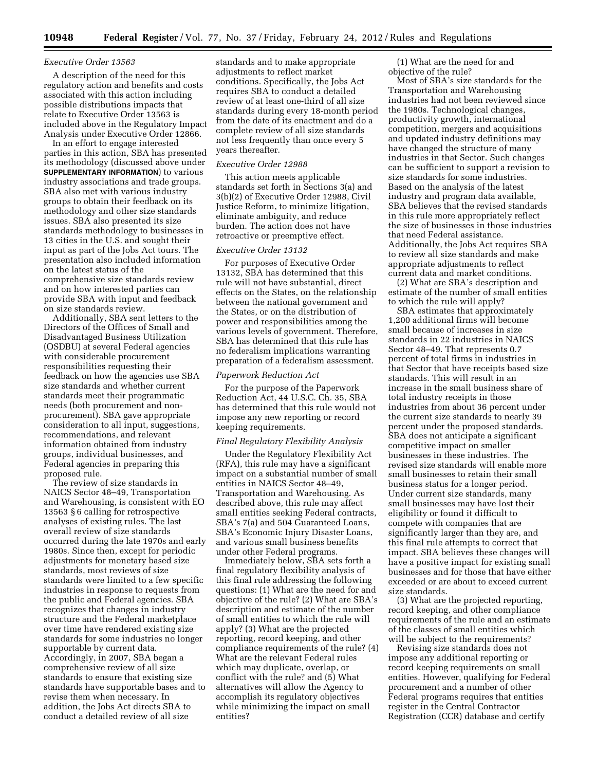### *Executive Order 13563*

A description of the need for this regulatory action and benefits and costs associated with this action including possible distributions impacts that relate to Executive Order 13563 is included above in the Regulatory Impact Analysis under Executive Order 12866.

In an effort to engage interested parties in this action, SBA has presented its methodology (discussed above under **SUPPLEMENTARY INFORMATION**) to various industry associations and trade groups. SBA also met with various industry groups to obtain their feedback on its methodology and other size standards issues. SBA also presented its size standards methodology to businesses in 13 cities in the U.S. and sought their input as part of the Jobs Act tours. The presentation also included information on the latest status of the comprehensive size standards review and on how interested parties can provide SBA with input and feedback on size standards review.

Additionally, SBA sent letters to the Directors of the Offices of Small and Disadvantaged Business Utilization (OSDBU) at several Federal agencies with considerable procurement responsibilities requesting their feedback on how the agencies use SBA size standards and whether current standards meet their programmatic needs (both procurement and non-procurement). SBA gave appropriate consideration to all input, suggestions, recommendations, and relevant information obtained from industry groups, individual businesses, and Federal agencies in preparing this proposed rule.

The review of size standards in NAICS Sector 48–49, Transportation and Warehousing, is consistent with EO 13563 § 6 calling for retrospective analyses of existing rules. The last overall review of size standards occurred during the late 1970s and early 1980s. Since then, except for periodic adjustments for monetary based size standards, most reviews of size standards were limited to a few specific industries in response to requests from the public and Federal agencies. SBA recognizes that changes in industry structure and the Federal marketplace over time have rendered existing size standards for some industries no longer supportable by current data. Accordingly, in 2007, SBA began a comprehensive review of all size standards to ensure that existing size standards have supportable bases and to revise them when necessary. In addition, the Jobs Act directs SBA to conduct a detailed review of all size standards and to make appropriate adjustments to reflect market conditions. Specifically, the Jobs Act requires SBA to conduct a detailed review of at least one-third of all size standards during every 18-month period from the date of its enactment and do a complete review of all size standards not less frequently than once every 5 years thereafter.

### *Executive Order 12988*

This action meets applicable standards set forth in Sections 3(a) and 3(b)(2) of Executive Order 12988, Civil Justice Reform, to minimize litigation, eliminate ambiguity, and reduce burden. The action does not have retroactive or preemptive effect.

### *Executive Order 13132*

For purposes of Executive Order 13132, SBA has determined that this rule will not have substantial, direct effects on the States, on the relationship between the national government and the States, or on the distribution of power and responsibilities among the various levels of government. Therefore, SBA has determined that this rule has no federalism implications warranting preparation of a federalism assessment.

### *Paperwork Reduction Act*

For the purpose of the Paperwork Reduction Act, 44 U.S.C. Ch. 35, SBA has determined that this rule would not impose any new reporting or record keeping requirements.

### *Final Regulatory Flexibility Analysis*

Under the Regulatory Flexibility Act (RFA), this rule may have a significant impact on a substantial number of small entities in NAICS Sector 48–49, Transportation and Warehousing. As described above, this rule may affect small entities seeking Federal contracts, SBA's 7(a) and 504 Guaranteed Loans, SBA's Economic Injury Disaster Loans, and various small business benefits under other Federal programs.

Immediately below, SBA sets forth a final regulatory flexibility analysis of this final rule addressing the following questions: (1) What are the need for and objective of the rule? (2) What are SBA's description and estimate of the number of small entities to which the rule will apply? (3) What are the projected reporting, record keeping, and other compliance requirements of the rule? (4) What are the relevant Federal rules which may duplicate, overlap, or conflict with the rule? and (5) What alternatives will allow the Agency to accomplish its regulatory objectives while minimizing the impact on small entities?

(1) What are the need for and objective of the rule?

Most of SBA's size standards for the Transportation and Warehousing industries had not been reviewed since the 1980s. Technological changes, productivity growth, international competition, mergers and acquisitions and updated industry definitions may have changed the structure of many industries in that Sector. Such changes can be sufficient to support a revision to size standards for some industries. Based on the analysis of the latest industry and program data available, SBA believes that the revised standards in this rule more appropriately reflect the size of businesses in those industries that need Federal assistance. Additionally, the Jobs Act requires SBA to review all size standards and make appropriate adjustments to reflect current data and market conditions.

(2) What are SBA's description and estimate of the number of small entities to which the rule will apply?

SBA estimates that approximately 1,200 additional firms will become small because of increases in size standards in 22 industries in NAICS Sector 48–49. That represents 0.7 percent of total firms in industries in that Sector that have receipts based size standards. This will result in an increase in the small business share of total industry receipts in those industries from about 36 percent under the current size standards to nearly 39 percent under the proposed standards. SBA does not anticipate a significant competitive impact on smaller businesses in these industries. The revised size standards will enable more small businesses to retain their small business status for a longer period. Under current size standards, many small businesses may have lost their eligibility or found it difficult to compete with companies that are significantly larger than they are, and this final rule attempts to correct that impact. SBA believes these changes will have a positive impact for existing small businesses and for those that have either exceeded or are about to exceed current size standards.

(3) What are the projected reporting, record keeping, and other compliance requirements of the rule and an estimate of the classes of small entities which will be subject to the requirements?

Revising size standards does not impose any additional reporting or record keeping requirements on small entities. However, qualifying for Federal procurement and a number of other Federal programs requires that entities register in the Central Contractor Registration (CCR) database and certify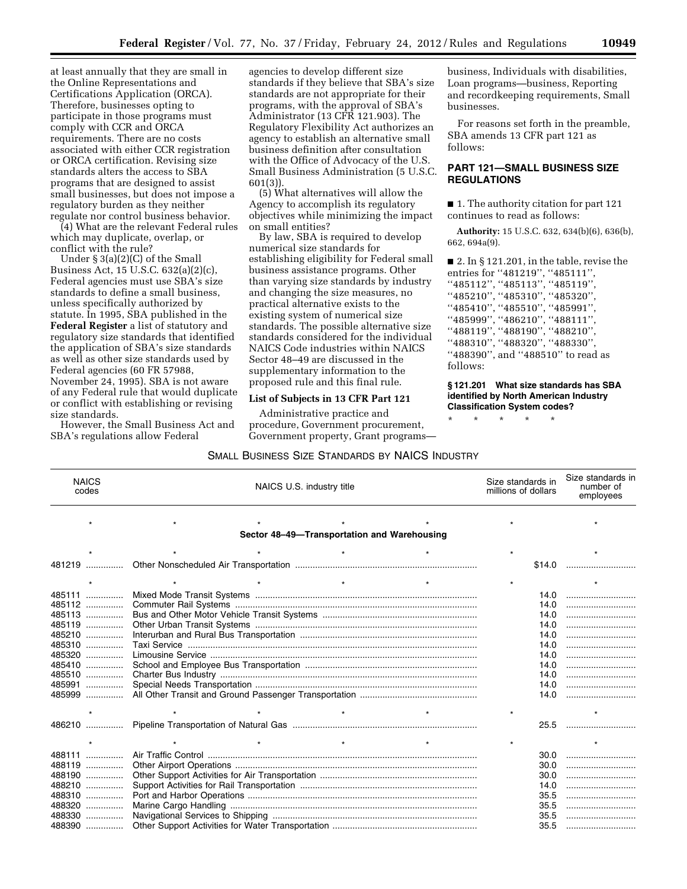at least annually that they are small in the Online Representations and Certifications Application (ORCA). Therefore, businesses opting to participate in those programs must comply with CCR and ORCA requirements. There are no costs associated with either CCR registration or ORCA certification. Revising size standards alters the access to SBA programs that are designed to assist small businesses, but does not impose a regulatory burden as they neither regulate nor control business behavior.

(4) What are the relevant Federal rules which may duplicate, overlap, or conflict with the rule?

Under § 3(a)(2)(C) of the Small Business Act, 15 U.S.C. 632(a)(2)(c), Federal agencies must use SBA's size standards to define a small business, unless specifically authorized by statute. In 1995, SBA published in the **Federal Register** a list of statutory and regulatory size standards that identified the application of SBA's size standards as well as other size standards used by Federal agencies (60 FR 57988, November 24, 1995). SBA is not aware of any Federal rule that would duplicate or conflict with establishing or revising size standards.

However, the Small Business Act and SBA's regulations allow Federal agencies to develop different size standards if they believe that SBA's size standards are not appropriate for their programs, with the approval of SBA's Administrator (13 CFR 121.903). The Regulatory Flexibility Act authorizes an agency to establish an alternative small business definition after consultation with the Office of Advocacy of the U.S. Small Business Administration (5 U.S.C. 601(3)).

(5) What alternatives will allow the Agency to accomplish its regulatory objectives while minimizing the impact on small entities?

By law, SBA is required to develop numerical size standards for establishing eligibility for Federal small business assistance programs. Other than varying size standards by industry and changing the size measures, no practical alternative exists to the existing system of numerical size standards. The possible alternative size standards considered for the individual NAICS Code industries within NAICS Sector 48–49 are discussed in the supplementary information to the proposed rule and this final rule.

### List of Subjects in 13 CFR Part 121

Administrative practice and procedure, Government procurement, Government property, Grant programs—business, Individuals with disabilities, Loan programs—business, Reporting and recordkeeping requirements, Small businesses.

For reasons set forth in the preamble, SBA amends 13 CFR part 121 as follows:

## PART 121—SMALL BUSINESS SIZE REGULATIONS

■ 1. The authority citation for part 121 continues to read as follows:

**Authority:** 15 U.S.C. 632, 634(b)(6), 636(b), 662, 694a(9).

■ 2. In § 121.201, in the table, revise the entries for ''481219'', ''485111'', ''485112'', ''485113'', ''485119'', ''485210'', ''485310'', ''485320'', ''485410'', ''485510'', ''485991'', ''485999'', ''486210'', ''488111'', ''488119'', ''488190'', ''488210'', ''488310'', ''488320'', ''488330'', ''488390'', and ''488510'' to read as follows:

**§ 121.201 What size standards has SBA identified by North American Industry Classification System codes?**

\* \* \* \* \*

SMALL BUSINESS SIZE STANDARDS BY NAICS INDUSTRY

| NAICS codes | NAICS U.S. industry title | Size standards in millions of dollars | Size standards in number of employees |
|---|---|---|---|
| * | * * * * * | * | * |
| | **Sector 48–49—Transportation and Warehousing** | | |
| * | * * * * * | * | * |
| 481219 | Other Nonscheduled Air Transportation | $14.0 | |
| * | * * * * * | * | * |
| 485111 | Mixed Mode Transit Systems | 14.0 | |
| 485112 | Commuter Rail Systems | 14.0 | |
| 485113 | Bus and Other Motor Vehicle Transit Systems | 14.0 | |
| 485119 | Other Urban Transit Systems | 14.0 | |
| 485210 | Interurban and Rural Bus Transportation | 14.0 | |
| 485310 | Taxi Service | 14.0 | |
| 485320 | Limousine Service | 14.0 | |
| 485410 | School and Employee Bus Transportation | 14.0 | |
| 485510 | Charter Bus Industry | 14.0 | |
| 485991 | Special Needs Transportation | 14.0 | |
| 485999 | All Other Transit and Ground Passenger Transportation | 14.0 | |
| * | * * * * * | * | * |
| 486210 | Pipeline Transportation of Natural Gas | 25.5 | |
| * | * * * * * | * | * |
| 488111 | Air Traffic Control | 30.0 | |
| 488119 | Other Airport Operations | 30.0 | |
| 488190 | Other Support Activities for Air Transportation | 30.0 | |
| 488210 | Support Activities for Rail Transportation | 14.0 | |
| 488310 | Port and Harbor Operations | 35.5 | |
| 488320 | Marine Cargo Handling | 35.5 | |
| 488330 | Navigational Services to Shipping | 35.5 | |
| 488390 | Other Support Activities for Water Transportation | 35.5 | |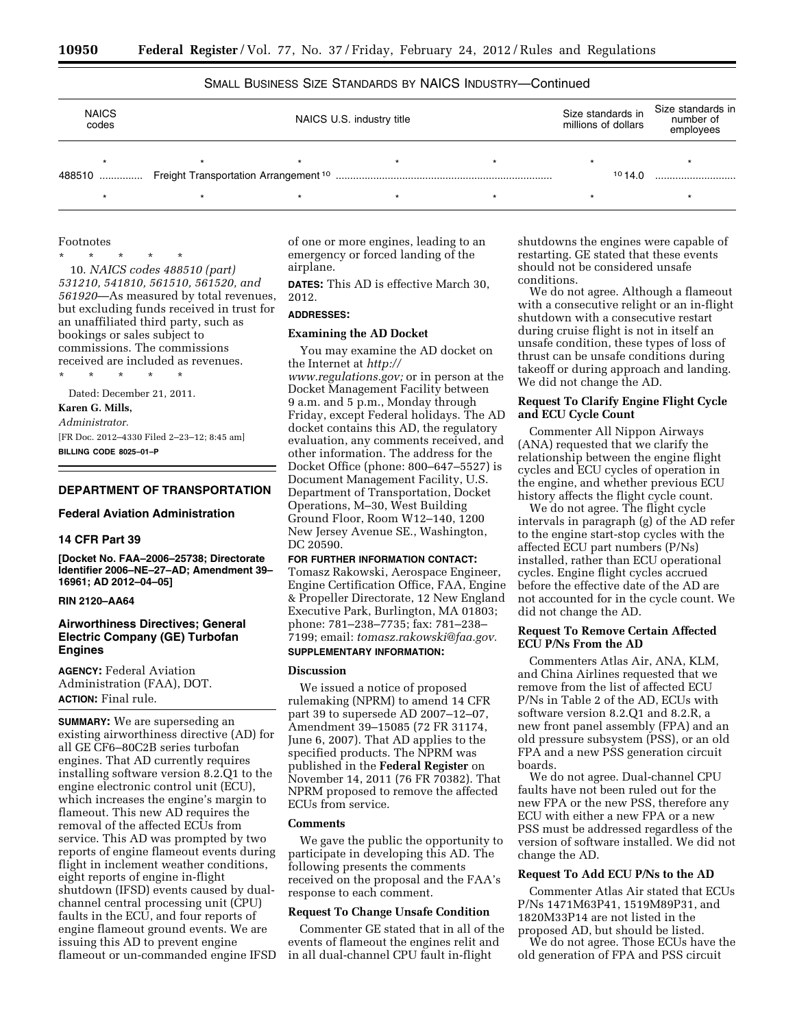SMALL BUSINESS SIZE STANDARDS BY NAICS INDUSTRY—Continued

| NAICS codes | NAICS U.S. industry title | Size standards in millions of dollars | Size standards in number of employees |
|---|---|---|---|
| * | * * * * | * | * |
| 488510 | Freight Transportation Arrangement [10] | [10] 14.0 | |
| * | * * * * | * | * |

Footnotes

\* \* \* \* \*

10. *NAICS codes 488510 (part) 531210, 541810, 561510, 561520, and 561920*—As measured by total revenues, but excluding funds received in trust for an unaffiliated third party, such as bookings or sales subject to commissions. The commissions received are included as revenues.

\* \* \* \* \*

Dated: December 21, 2011.

**Karen G. Mills,**

*Administrator.*

[FR Doc. 2012–4330 Filed 2–23–12; 8:45 am]

**BILLING CODE 8025–01–P**

## DEPARTMENT OF TRANSPORTATION

### Federal Aviation Administration

### 14 CFR Part 39

**[Docket No. FAA–2006–25738; Directorate Identifier 2006–NE–27–AD; Amendment 39–16961; AD 2012–04–05]**

**RIN 2120–AA64**

### Airworthiness Directives; General Electric Company (GE) Turbofan Engines

**AGENCY:** Federal Aviation Administration (FAA), DOT.

**ACTION:** Final rule.

**SUMMARY:** We are superseding an existing airworthiness directive (AD) for all GE CF6–80C2B series turbofan engines. That AD currently requires installing software version 8.2.Q1 to the engine electronic control unit (ECU), which increases the engine's margin to flameout. This new AD requires the removal of the affected ECUs from service. This AD was prompted by two reports of engine flameout events during flight in inclement weather conditions, eight reports of engine in-flight shutdown (IFSD) events caused by dual-channel central processing unit (CPU) faults in the ECU, and four reports of engine flameout ground events. We are issuing this AD to prevent engine flameout or un-commanded engine IFSD of one or more engines, leading to an emergency or forced landing of the airplane.

**DATES:** This AD is effective March 30, 2012.

**ADDRESSES:**

**Examining the AD Docket**

You may examine the AD docket on the Internet at *http://www.regulations.gov;* or in person at the Docket Management Facility between 9 a.m. and 5 p.m., Monday through Friday, except Federal holidays. The AD docket contains this AD, the regulatory evaluation, any comments received, and other information. The address for the Docket Office (phone: 800–647–5527) is Document Management Facility, U.S. Department of Transportation, Docket Operations, M–30, West Building Ground Floor, Room W12–140, 1200 New Jersey Avenue SE., Washington, DC 20590.

**FOR FURTHER INFORMATION CONTACT:** Tomasz Rakowski, Aerospace Engineer, Engine Certification Office, FAA, Engine & Propeller Directorate, 12 New England Executive Park, Burlington, MA 01803; phone: 781–238–7735; fax: 781–238–7199; email: *tomasz.rakowski@faa.gov.*

**SUPPLEMENTARY INFORMATION:**

**Discussion**

We issued a notice of proposed rulemaking (NPRM) to amend 14 CFR part 39 to supersede AD 2007–12–07, Amendment 39–15085 (72 FR 31174, June 6, 2007). That AD applies to the specified products. The NPRM was published in the **Federal Register** on November 14, 2011 (76 FR 70382). That NPRM proposed to remove the affected ECUs from service.

**Comments**

We gave the public the opportunity to participate in developing this AD. The following presents the comments received on the proposal and the FAA's response to each comment.

**Request To Change Unsafe Condition**

Commenter GE stated that in all of the events of flameout the engines relit and in all dual-channel CPU fault in-flight shutdowns the engines were capable of restarting. GE stated that these events should not be considered unsafe conditions.

We do not agree. Although a flameout with a consecutive relight or an in-flight shutdown with a consecutive restart during cruise flight is not in itself an unsafe condition, these types of loss of thrust can be unsafe conditions during takeoff or during approach and landing. We did not change the AD.

**Request To Clarify Engine Flight Cycle and ECU Cycle Count**

Commenter All Nippon Airways (ANA) requested that we clarify the relationship between the engine flight cycles and ECU cycles of operation in the engine, and whether previous ECU history affects the flight cycle count.

We do not agree. The flight cycle intervals in paragraph (g) of the AD refer to the engine start-stop cycles with the affected ECU part numbers (P/Ns) installed, rather than ECU operational cycles. Engine flight cycles accrued before the effective date of the AD are not accounted for in the cycle count. We did not change the AD.

**Request To Remove Certain Affected ECU P/Ns From the AD**

Commenters Atlas Air, ANA, KLM, and China Airlines requested that we remove from the list of affected ECU P/Ns in Table 2 of the AD, ECUs with software version 8.2.Q1 and 8.2.R, a new front panel assembly (FPA) and an old pressure subsystem (PSS), or an old FPA and a new PSS generation circuit boards.

We do not agree. Dual-channel CPU faults have not been ruled out for the new FPA or the new PSS, therefore any ECU with either a new FPA or a new PSS must be addressed regardless of the version of software installed. We did not change the AD.

**Request To Add ECU P/Ns to the AD**

Commenter Atlas Air stated that ECUs P/Ns 1471M63P41, 1519M89P31, and 1820M33P14 are not listed in the proposed AD, but should be listed.

We do not agree. Those ECUs have the old generation of FPA and PSS circuit